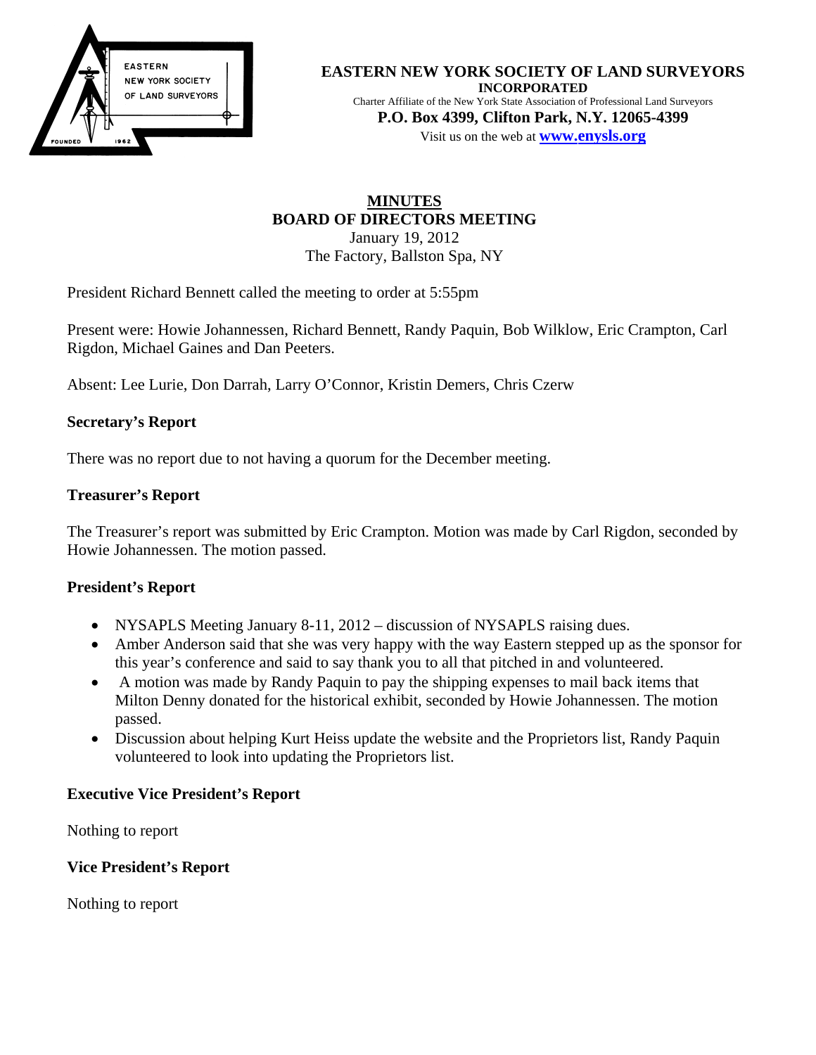**EASTERN NEW YORK SOCIETY OF LAND SURVEYORS**
**INCORPORATED**
Charter Affiliate of the New York State Association of Professional Land Surveyors
**P.O. Box 4399, Clifton Park, N.Y. 12065-4399**
Visit us on the web at **www.enysls.org**

# MINUTES
## BOARD OF DIRECTORS MEETING

January 19, 2012
The Factory, Ballston Spa, NY

President Richard Bennett called the meeting to order at 5:55pm

Present were: Howie Johannessen, Richard Bennett, Randy Paquin, Bob Wilklow, Eric Crampton, Carl Rigdon, Michael Gaines and Dan Peeters.

Absent: Lee Lurie, Don Darrah, Larry O'Connor, Kristin Demers, Chris Czerw

### Secretary's Report

There was no report due to not having a quorum for the December meeting.

### Treasurer's Report

The Treasurer's report was submitted by Eric Crampton. Motion was made by Carl Rigdon, seconded by Howie Johannessen. The motion passed.

### President's Report

- NYSAPLS Meeting January 8-11, 2012 – discussion of NYSAPLS raising dues.
- Amber Anderson said that she was very happy with the way Eastern stepped up as the sponsor for this year's conference and said to say thank you to all that pitched in and volunteered.
- A motion was made by Randy Paquin to pay the shipping expenses to mail back items that Milton Denny donated for the historical exhibit, seconded by Howie Johannessen. The motion passed.
- Discussion about helping Kurt Heiss update the website and the Proprietors list, Randy Paquin volunteered to look into updating the Proprietors list.

### Executive Vice President's Report

Nothing to report

### Vice President's Report

Nothing to report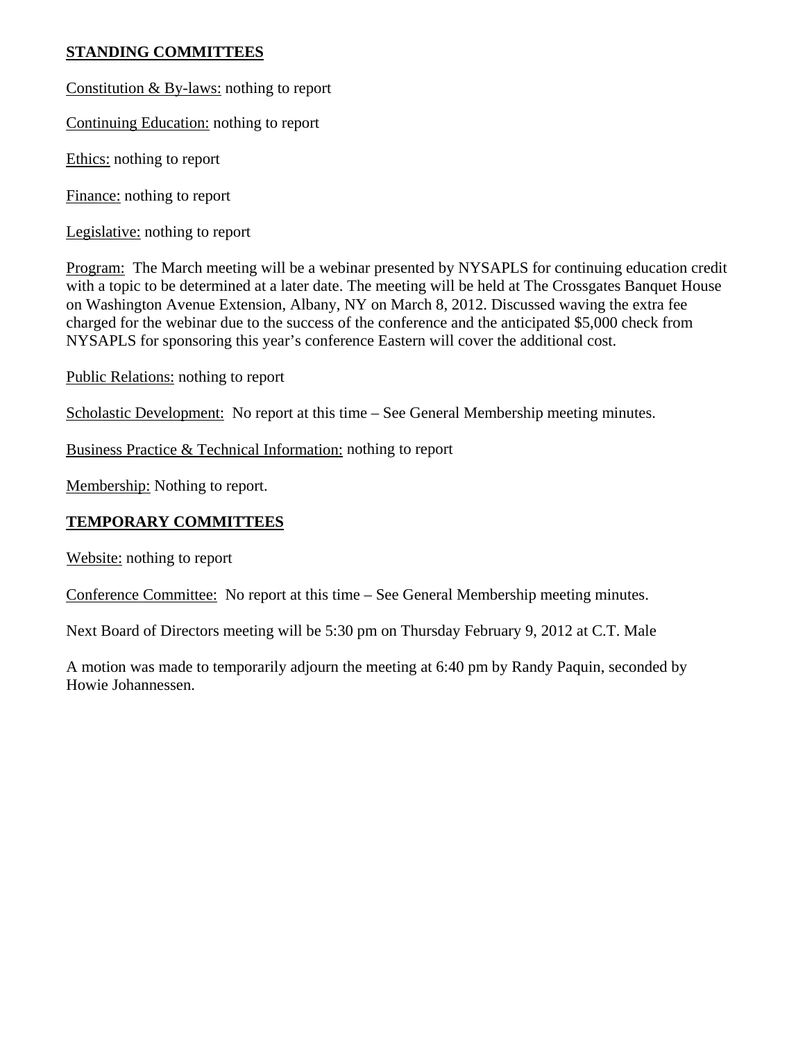**STANDING COMMITTEES**

Constitution & By-laws: nothing to report

Continuing Education: nothing to report

Ethics: nothing to report

Finance: nothing to report

Legislative: nothing to report

Program: The March meeting will be a webinar presented by NYSAPLS for continuing education credit with a topic to be determined at a later date. The meeting will be held at The Crossgates Banquet House on Washington Avenue Extension, Albany, NY on March 8, 2012. Discussed waving the extra fee charged for the webinar due to the success of the conference and the anticipated $5,000 check from NYSAPLS for sponsoring this year's conference Eastern will cover the additional cost.

Public Relations: nothing to report

Scholastic Development: No report at this time – See General Membership meeting minutes.

Business Practice & Technical Information: nothing to report

Membership: Nothing to report.

**TEMPORARY COMMITTEES**

Website: nothing to report

Conference Committee: No report at this time – See General Membership meeting minutes.

Next Board of Directors meeting will be 5:30 pm on Thursday February 9, 2012 at C.T. Male

A motion was made to temporarily adjourn the meeting at 6:40 pm by Randy Paquin, seconded by Howie Johannessen.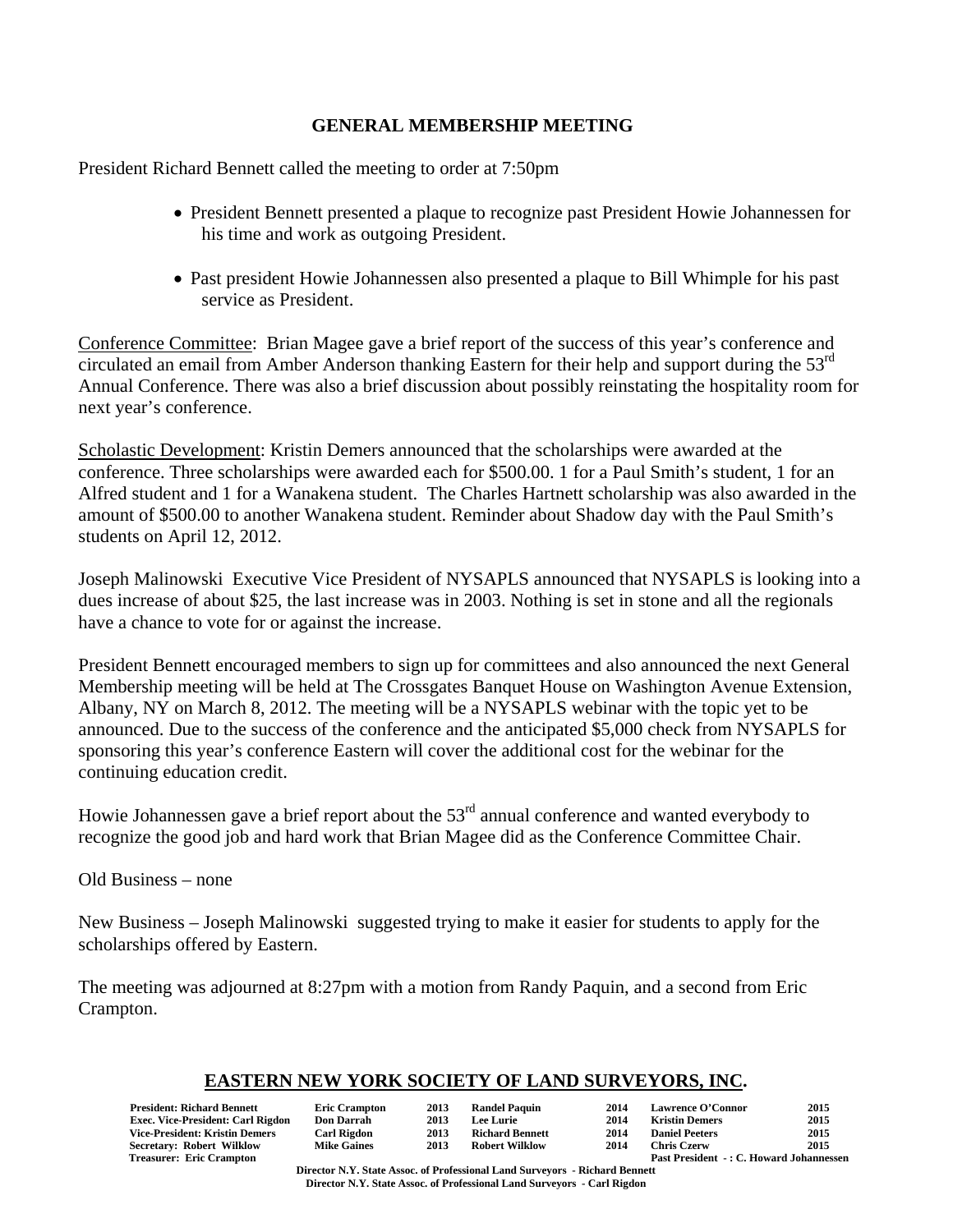## GENERAL MEMBERSHIP MEETING

President Richard Bennett called the meeting to order at 7:50pm

- President Bennett presented a plaque to recognize past President Howie Johannessen for his time and work as outgoing President.
- Past president Howie Johannessen also presented a plaque to Bill Whimple for his past service as President.

Conference Committee: Brian Magee gave a brief report of the success of this year's conference and circulated an email from Amber Anderson thanking Eastern for their help and support during the 53rd Annual Conference. There was also a brief discussion about possibly reinstating the hospitality room for next year's conference.

Scholastic Development: Kristin Demers announced that the scholarships were awarded at the conference. Three scholarships were awarded each for $500.00. 1 for a Paul Smith's student, 1 for an Alfred student and 1 for a Wanakena student. The Charles Hartnett scholarship was also awarded in the amount of $500.00 to another Wanakena student. Reminder about Shadow day with the Paul Smith's students on April 12, 2012.

Joseph Malinowski Executive Vice President of NYSAPLS announced that NYSAPLS is looking into a dues increase of about $25, the last increase was in 2003. Nothing is set in stone and all the regionals have a chance to vote for or against the increase.

President Bennett encouraged members to sign up for committees and also announced the next General Membership meeting will be held at The Crossgates Banquet House on Washington Avenue Extension, Albany, NY on March 8, 2012. The meeting will be a NYSAPLS webinar with the topic yet to be announced. Due to the success of the conference and the anticipated $5,000 check from NYSAPLS for sponsoring this year's conference Eastern will cover the additional cost for the webinar for the continuing education credit.

Howie Johannessen gave a brief report about the 53rd annual conference and wanted everybody to recognize the good job and hard work that Brian Magee did as the Conference Committee Chair.

Old Business – none

New Business – Joseph Malinowski suggested trying to make it easier for students to apply for the scholarships offered by Eastern.

The meeting was adjourned at 8:27pm with a motion from Randy Paquin, and a second from Eric Crampton.

## EASTERN NEW YORK SOCIETY OF LAND SURVEYORS, INC.

| | | | | | | | |
|---|---|---|---|---|---|---|---|
| **President: Richard Bennett** | **Eric Crampton** | **2013** | **Randel Paquin** | **2014** | **Lawrence O'Connor** | **2015** |
| **Exec. Vice-President: Carl Rigdon** | **Don Darrah** | **2013** | **Lee Lurie** | **2014** | **Kristin Demers** | **2015** |
| **Vice-President: Kristin Demers** | **Carl Rigdon** | **2013** | **Richard Bennett** | **2014** | **Daniel Peeters** | **2015** |
| **Secretary: Robert Wilklow** | **Mike Gaines** | **2013** | **Robert Wilklow** | **2014** | **Chris Czerw** | **2015** |
| **Treasurer: Eric Crampton** | | | | | **Past President - : C. Howard Johannessen** | |

**Director N.Y. State Assoc. of Professional Land Surveyors - Richard Bennett**
**Director N.Y. State Assoc. of Professional Land Surveyors - Carl Rigdon**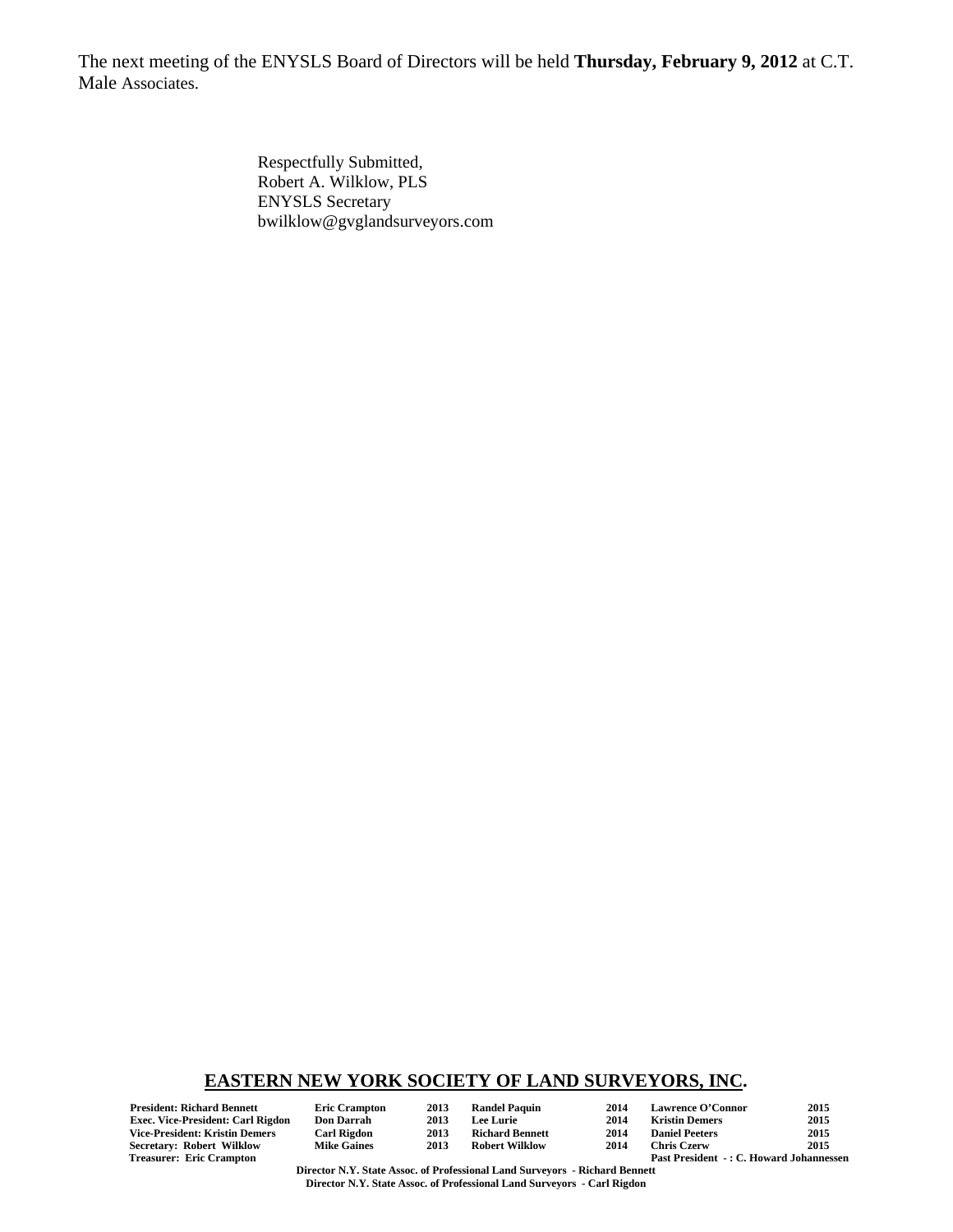The next meeting of the ENYSLS Board of Directors will be held **Thursday, February 9, 2012** at C.T. Male Associates.

Respectfully Submitted,
Robert A. Wilklow, PLS
ENYSLS Secretary
bwilklow@gvglandsurveyors.com

## EASTERN NEW YORK SOCIETY OF LAND SURVEYORS, INC.

| | | | | | | | |
|---|---|---|---|---|---|---|---|
| **President: Richard Bennett** | **Eric Crampton** | **2013** | **Randel Paquin** | **2014** | **Lawrence O'Connor** | **2015** |
| **Exec. Vice-President: Carl Rigdon** | **Don Darrah** | **2013** | **Lee Lurie** | **2014** | **Kristin Demers** | **2015** |
| **Vice-President: Kristin Demers** | **Carl Rigdon** | **2013** | **Richard Bennett** | **2014** | **Daniel Peeters** | **2015** |
| **Secretary: Robert Wilklow** | **Mike Gaines** | **2013** | **Robert Wilklow** | **2014** | **Chris Czerw** | **2015** |
| **Treasurer: Eric Crampton** | | | | | **Past President - : C. Howard Johannessen** | |

**Director N.Y. State Assoc. of Professional Land Surveyors - Richard Bennett**
**Director N.Y. State Assoc. of Professional Land Surveyors - Carl Rigdon**